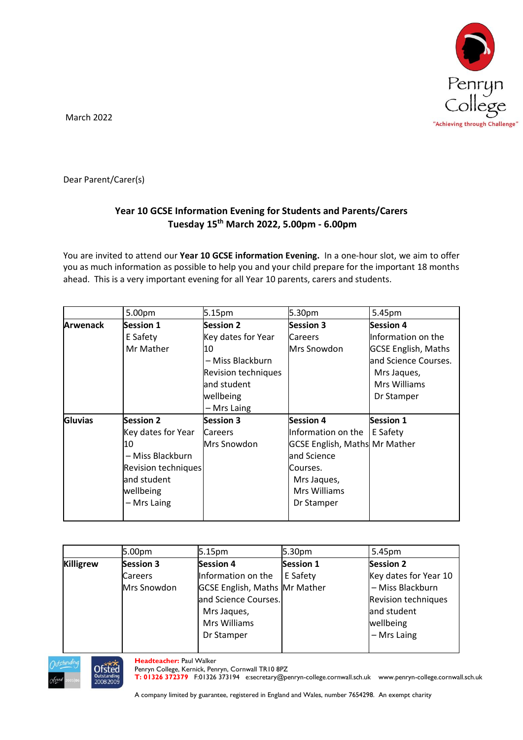Penryn College

"Achieving through Challenge"

March 2022

Dear Parent/Carer(s)

**Year 10 GCSE Information Evening for Students and Parents/Carers**
**Tuesday 15th March 2022, 5.00pm - 6.00pm**

You are invited to attend our **Year 10 GCSE information Evening.** In a one-hour slot, we aim to offer you as much information as possible to help you and your child prepare for the important 18 months ahead. This is a very important evening for all Year 10 parents, carers and students.

| | 5.00pm | 5.15pm | 5.30pm | 5.45pm |
|---|---|---|---|---|
| **Arwenack** | **Session 1** E Safety Mr Mather | **Session 2** Key dates for Year 10 – Miss Blackburn Revision techniques and student wellbeing – Mrs Laing | **Session 3** Careers Mrs Snowdon | **Session 4** Information on the GCSE English, Maths and Science Courses. Mrs Jaques, Mrs Williams Dr Stamper |
| **Gluvias** | **Session 2** Key dates for Year 10 – Miss Blackburn Revision techniques and student wellbeing – Mrs Laing | **Session 3** Careers Mrs Snowdon | **Session 4** Information on the GCSE English, Maths and Science Courses. Mrs Jaques, Mrs Williams Dr Stamper | **Session 1** E Safety Mr Mather |

| | 5.00pm | 5.15pm | 5.30pm | 5.45pm |
|---|---|---|---|---|
| **Killigrew** | **Session 3** Careers Mrs Snowdon | **Session 4** Information on the GCSE English, Maths and Science Courses. Mrs Jaques, Mrs Williams Dr Stamper | **Session 1** E Safety Mr Mather | **Session 2** Key dates for Year 10 – Miss Blackburn Revision techniques and student wellbeing – Mrs Laing |

**Headteacher:** Paul Walker
Penryn College, Kernick, Penryn, Cornwall TR10 8PZ
**T: 01326 372379** F:01326 373194 e:secretary@penryn-college.cornwall.sch.uk www.penryn-college.cornwall.sch.uk

A company limited by guarantee, registered in England and Wales, number 7654298. An exempt charity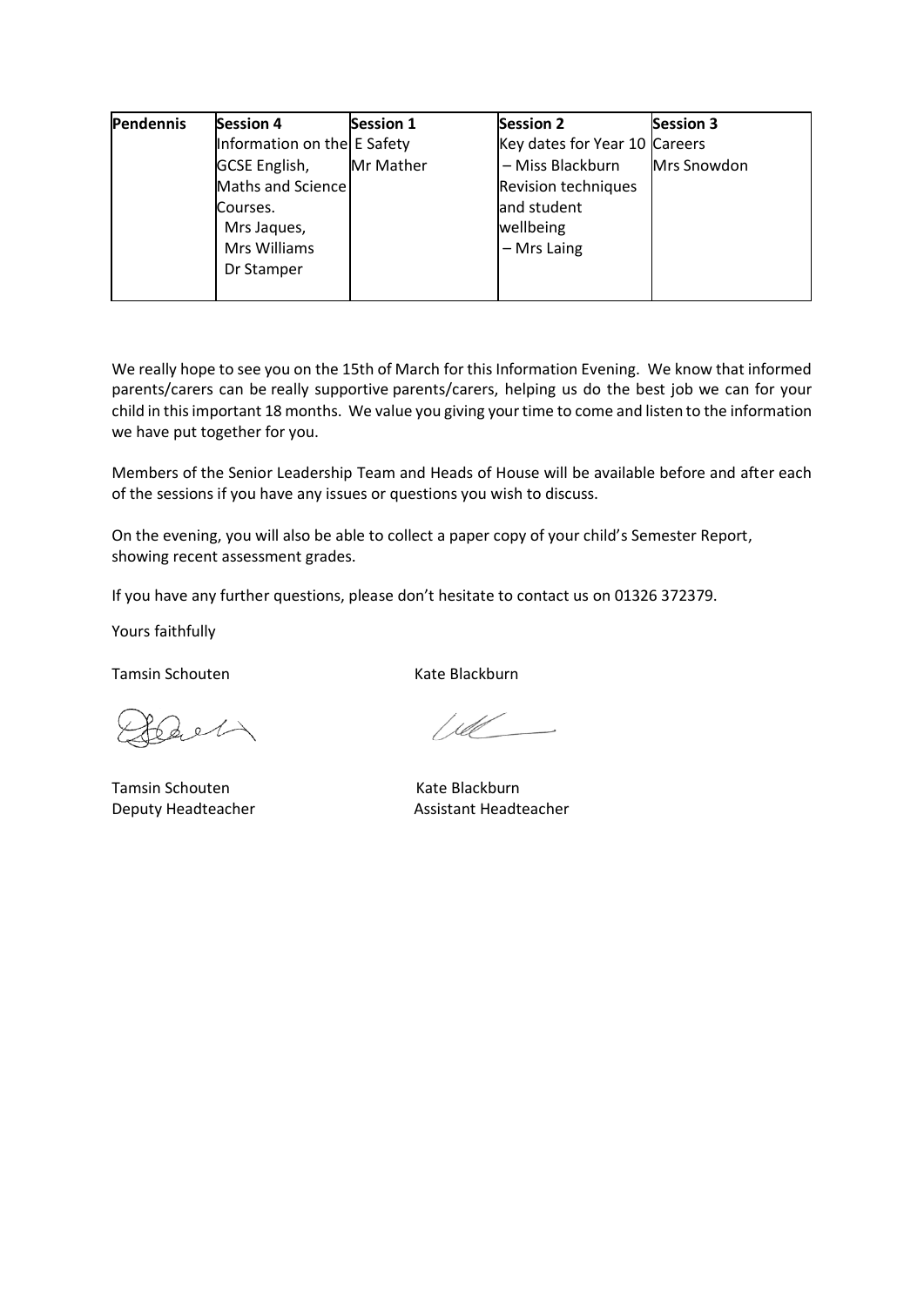| Pendennis | Session 4 | Session 1 | Session 2 | Session 3 |
|---|---|---|---|---|
| | Information on the GCSE English, Maths and Science Courses. Mrs Jaques, Mrs Williams Dr Stamper | E Safety Mr Mather | Key dates for Year 10 – Miss Blackburn Revision techniques and student wellbeing – Mrs Laing | Careers Mrs Snowdon |

We really hope to see you on the 15th of March for this Information Evening. We know that informed parents/carers can be really supportive parents/carers, helping us do the best job we can for your child in this important 18 months. We value you giving your time to come and listen to the information we have put together for you.

Members of the Senior Leadership Team and Heads of House will be available before and after each of the sessions if you have any issues or questions you wish to discuss.

On the evening, you will also be able to collect a paper copy of your child's Semester Report, showing recent assessment grades.

If you have any further questions, please don't hesitate to contact us on 01326 372379.

Yours faithfully

Tamsin Schouten　　　　　　　Kate Blackburn

Tamsin Schouten　　　　　　　Kate Blackburn
Deputy Headteacher　　　　　Assistant Headteacher